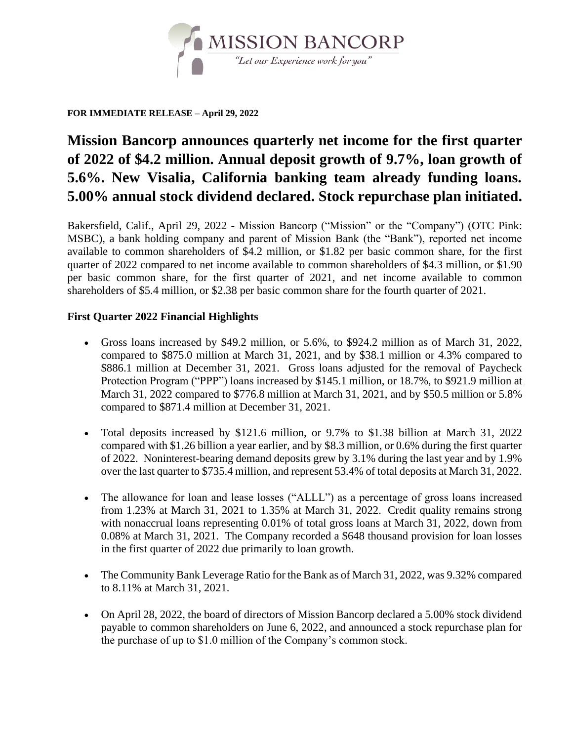MISSION BANCORP

"Let our Experience work for you"

**FOR IMMEDIATE RELEASE – April 29, 2022**

# Mission Bancorp announces quarterly net income for the first quarter of 2022 of $4.2 million. Annual deposit growth of 9.7%, loan growth of 5.6%. New Visalia, California banking team already funding loans. 5.00% annual stock dividend declared. Stock repurchase plan initiated.

Bakersfield, Calif., April 29, 2022 - Mission Bancorp ("Mission" or the "Company") (OTC Pink: MSBC), a bank holding company and parent of Mission Bank (the "Bank"), reported net income available to common shareholders of $4.2 million, or $1.82 per basic common share, for the first quarter of 2022 compared to net income available to common shareholders of $4.3 million, or $1.90 per basic common share, for the first quarter of 2021, and net income available to common shareholders of $5.4 million, or $2.38 per basic common share for the fourth quarter of 2021.

### First Quarter 2022 Financial Highlights

- Gross loans increased by $49.2 million, or 5.6%, to $924.2 million as of March 31, 2022, compared to $875.0 million at March 31, 2021, and by $38.1 million or 4.3% compared to $886.1 million at December 31, 2021. Gross loans adjusted for the removal of Paycheck Protection Program ("PPP") loans increased by $145.1 million, or 18.7%, to $921.9 million at March 31, 2022 compared to $776.8 million at March 31, 2021, and by $50.5 million or 5.8% compared to $871.4 million at December 31, 2021.

- Total deposits increased by $121.6 million, or 9.7% to $1.38 billion at March 31, 2022 compared with $1.26 billion a year earlier, and by $8.3 million, or 0.6% during the first quarter of 2022. Noninterest-bearing demand deposits grew by 3.1% during the last year and by 1.9% over the last quarter to $735.4 million, and represent 53.4% of total deposits at March 31, 2022.

- The allowance for loan and lease losses ("ALLL") as a percentage of gross loans increased from 1.23% at March 31, 2021 to 1.35% at March 31, 2022. Credit quality remains strong with nonaccrual loans representing 0.01% of total gross loans at March 31, 2022, down from 0.08% at March 31, 2021. The Company recorded a $648 thousand provision for loan losses in the first quarter of 2022 due primarily to loan growth.

- The Community Bank Leverage Ratio for the Bank as of March 31, 2022, was 9.32% compared to 8.11% at March 31, 2021.

- On April 28, 2022, the board of directors of Mission Bancorp declared a 5.00% stock dividend payable to common shareholders on June 6, 2022, and announced a stock repurchase plan for the purchase of up to $1.0 million of the Company's common stock.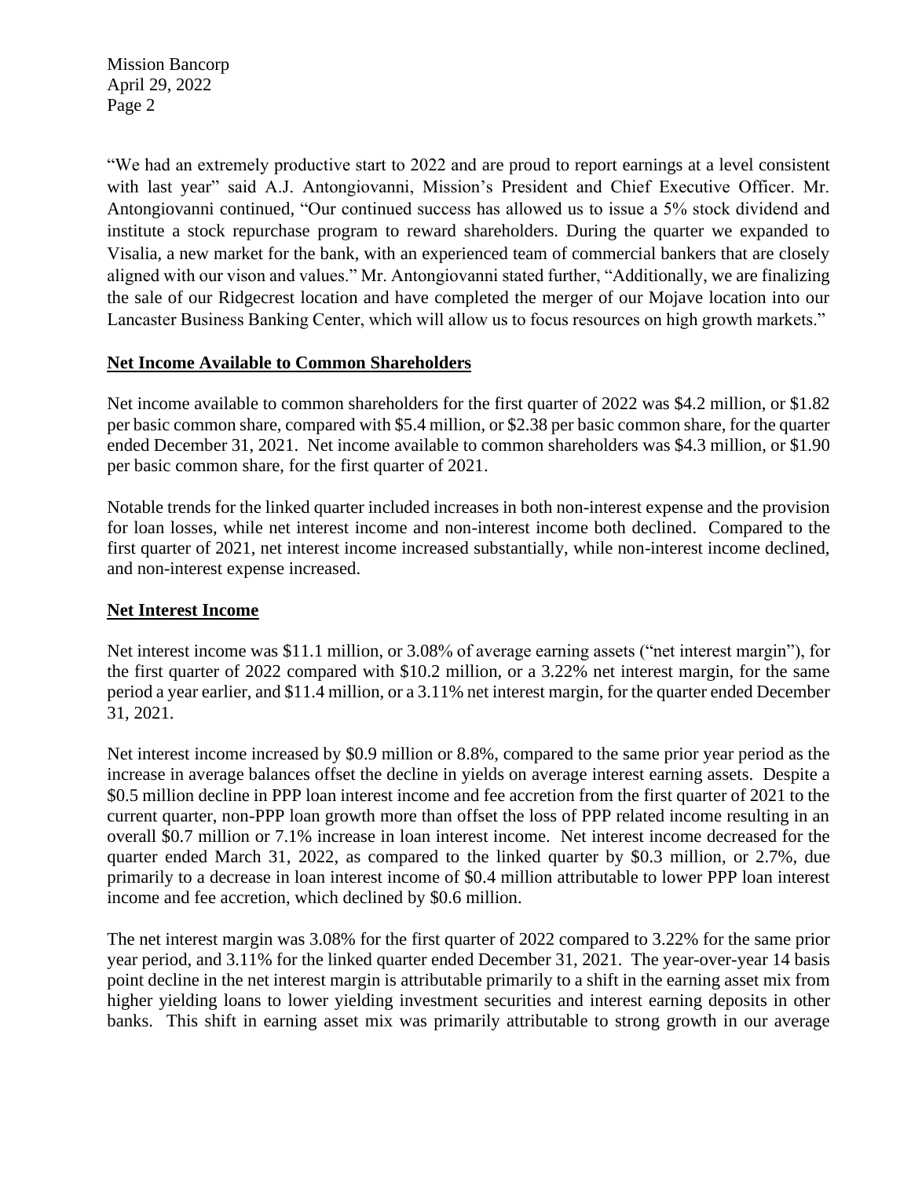"We had an extremely productive start to 2022 and are proud to report earnings at a level consistent with last year" said A.J. Antongiovanni, Mission's President and Chief Executive Officer. Mr. Antongiovanni continued, "Our continued success has allowed us to issue a 5% stock dividend and institute a stock repurchase program to reward shareholders. During the quarter we expanded to Visalia, a new market for the bank, with an experienced team of commercial bankers that are closely aligned with our vison and values." Mr. Antongiovanni stated further, "Additionally, we are finalizing the sale of our Ridgecrest location and have completed the merger of our Mojave location into our Lancaster Business Banking Center, which will allow us to focus resources on high growth markets."

## Net Income Available to Common Shareholders

Net income available to common shareholders for the first quarter of 2022 was \$4.2 million, or \$1.82 per basic common share, compared with \$5.4 million, or \$2.38 per basic common share, for the quarter ended December 31, 2021. Net income available to common shareholders was \$4.3 million, or \$1.90 per basic common share, for the first quarter of 2021.

Notable trends for the linked quarter included increases in both non-interest expense and the provision for loan losses, while net interest income and non-interest income both declined. Compared to the first quarter of 2021, net interest income increased substantially, while non-interest income declined, and non-interest expense increased.

## Net Interest Income

Net interest income was \$11.1 million, or 3.08% of average earning assets ("net interest margin"), for the first quarter of 2022 compared with \$10.2 million, or a 3.22% net interest margin, for the same period a year earlier, and \$11.4 million, or a 3.11% net interest margin, for the quarter ended December 31, 2021.

Net interest income increased by \$0.9 million or 8.8%, compared to the same prior year period as the increase in average balances offset the decline in yields on average interest earning assets. Despite a \$0.5 million decline in PPP loan interest income and fee accretion from the first quarter of 2021 to the current quarter, non-PPP loan growth more than offset the loss of PPP related income resulting in an overall \$0.7 million or 7.1% increase in loan interest income. Net interest income decreased for the quarter ended March 31, 2022, as compared to the linked quarter by \$0.3 million, or 2.7%, due primarily to a decrease in loan interest income of \$0.4 million attributable to lower PPP loan interest income and fee accretion, which declined by \$0.6 million.

The net interest margin was 3.08% for the first quarter of 2022 compared to 3.22% for the same prior year period, and 3.11% for the linked quarter ended December 31, 2021. The year-over-year 14 basis point decline in the net interest margin is attributable primarily to a shift in the earning asset mix from higher yielding loans to lower yielding investment securities and interest earning deposits in other banks. This shift in earning asset mix was primarily attributable to strong growth in our average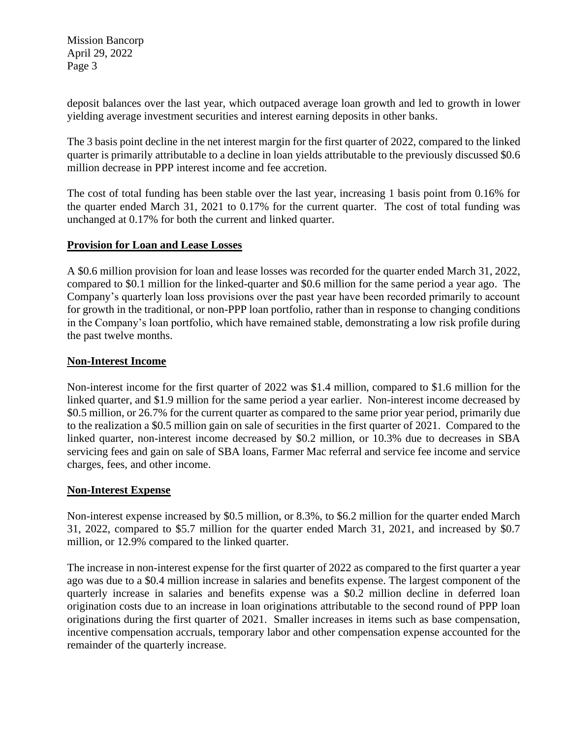deposit balances over the last year, which outpaced average loan growth and led to growth in lower yielding average investment securities and interest earning deposits in other banks.

The 3 basis point decline in the net interest margin for the first quarter of 2022, compared to the linked quarter is primarily attributable to a decline in loan yields attributable to the previously discussed $0.6 million decrease in PPP interest income and fee accretion.

The cost of total funding has been stable over the last year, increasing 1 basis point from 0.16% for the quarter ended March 31, 2021 to 0.17% for the current quarter. The cost of total funding was unchanged at 0.17% for both the current and linked quarter.

## Provision for Loan and Lease Losses

A $0.6 million provision for loan and lease losses was recorded for the quarter ended March 31, 2022, compared to $0.1 million for the linked-quarter and $0.6 million for the same period a year ago. The Company's quarterly loan loss provisions over the past year have been recorded primarily to account for growth in the traditional, or non-PPP loan portfolio, rather than in response to changing conditions in the Company's loan portfolio, which have remained stable, demonstrating a low risk profile during the past twelve months.

## Non-Interest Income

Non-interest income for the first quarter of 2022 was $1.4 million, compared to $1.6 million for the linked quarter, and $1.9 million for the same period a year earlier. Non-interest income decreased by $0.5 million, or 26.7% for the current quarter as compared to the same prior year period, primarily due to the realization a $0.5 million gain on sale of securities in the first quarter of 2021. Compared to the linked quarter, non-interest income decreased by $0.2 million, or 10.3% due to decreases in SBA servicing fees and gain on sale of SBA loans, Farmer Mac referral and service fee income and service charges, fees, and other income.

## Non-Interest Expense

Non-interest expense increased by $0.5 million, or 8.3%, to $6.2 million for the quarter ended March 31, 2022, compared to $5.7 million for the quarter ended March 31, 2021, and increased by $0.7 million, or 12.9% compared to the linked quarter.

The increase in non-interest expense for the first quarter of 2022 as compared to the first quarter a year ago was due to a $0.4 million increase in salaries and benefits expense. The largest component of the quarterly increase in salaries and benefits expense was a $0.2 million decline in deferred loan origination costs due to an increase in loan originations attributable to the second round of PPP loan originations during the first quarter of 2021. Smaller increases in items such as base compensation, incentive compensation accruals, temporary labor and other compensation expense accounted for the remainder of the quarterly increase.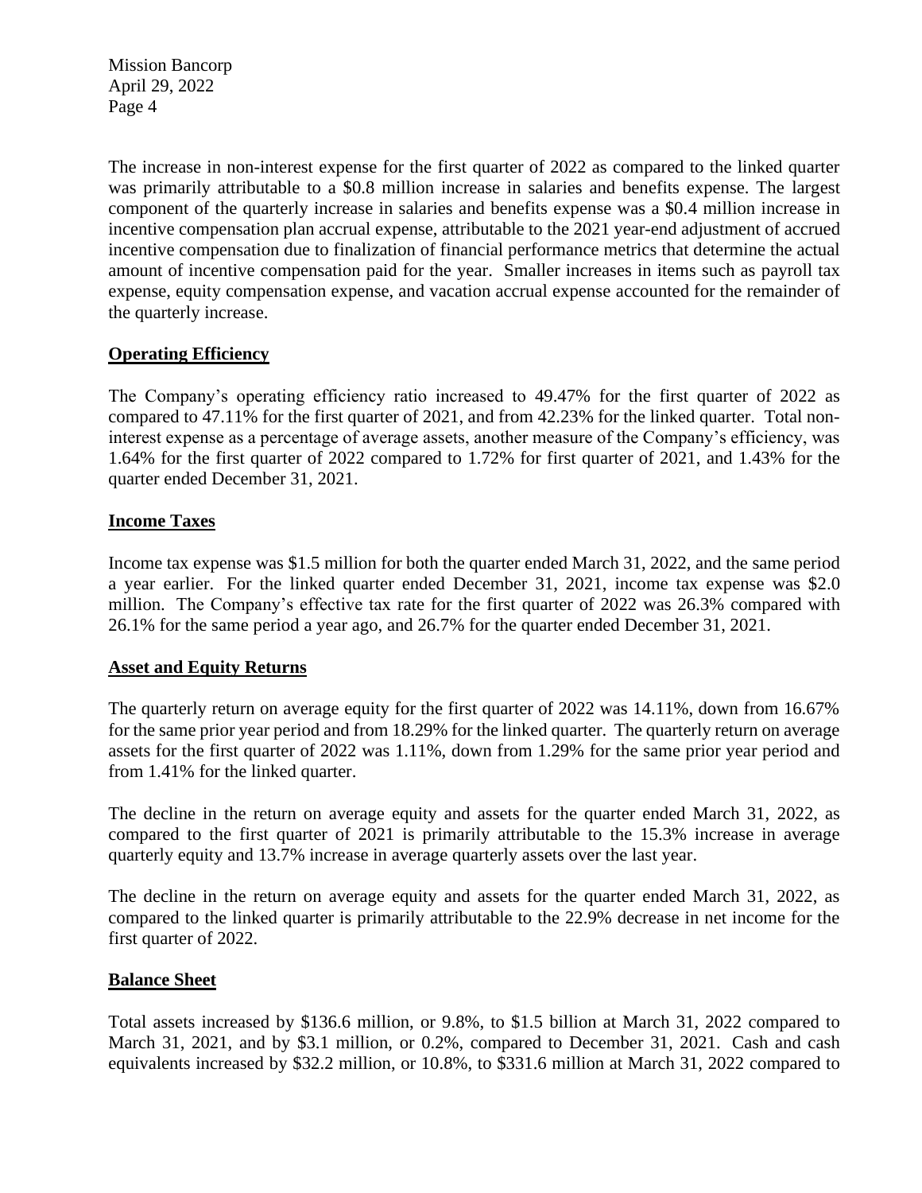The increase in non-interest expense for the first quarter of 2022 as compared to the linked quarter was primarily attributable to a $0.8 million increase in salaries and benefits expense. The largest component of the quarterly increase in salaries and benefits expense was a $0.4 million increase in incentive compensation plan accrual expense, attributable to the 2021 year-end adjustment of accrued incentive compensation due to finalization of financial performance metrics that determine the actual amount of incentive compensation paid for the year. Smaller increases in items such as payroll tax expense, equity compensation expense, and vacation accrual expense accounted for the remainder of the quarterly increase.

**Operating Efficiency**

The Company's operating efficiency ratio increased to 49.47% for the first quarter of 2022 as compared to 47.11% for the first quarter of 2021, and from 42.23% for the linked quarter. Total non-interest expense as a percentage of average assets, another measure of the Company's efficiency, was 1.64% for the first quarter of 2022 compared to 1.72% for first quarter of 2021, and 1.43% for the quarter ended December 31, 2021.

**Income Taxes**

Income tax expense was $1.5 million for both the quarter ended March 31, 2022, and the same period a year earlier. For the linked quarter ended December 31, 2021, income tax expense was $2.0 million. The Company's effective tax rate for the first quarter of 2022 was 26.3% compared with 26.1% for the same period a year ago, and 26.7% for the quarter ended December 31, 2021.

**Asset and Equity Returns**

The quarterly return on average equity for the first quarter of 2022 was 14.11%, down from 16.67% for the same prior year period and from 18.29% for the linked quarter. The quarterly return on average assets for the first quarter of 2022 was 1.11%, down from 1.29% for the same prior year period and from 1.41% for the linked quarter.

The decline in the return on average equity and assets for the quarter ended March 31, 2022, as compared to the first quarter of 2021 is primarily attributable to the 15.3% increase in average quarterly equity and 13.7% increase in average quarterly assets over the last year.

The decline in the return on average equity and assets for the quarter ended March 31, 2022, as compared to the linked quarter is primarily attributable to the 22.9% decrease in net income for the first quarter of 2022.

**Balance Sheet**

Total assets increased by $136.6 million, or 9.8%, to $1.5 billion at March 31, 2022 compared to March 31, 2021, and by $3.1 million, or 0.2%, compared to December 31, 2021. Cash and cash equivalents increased by $32.2 million, or 10.8%, to $331.6 million at March 31, 2022 compared to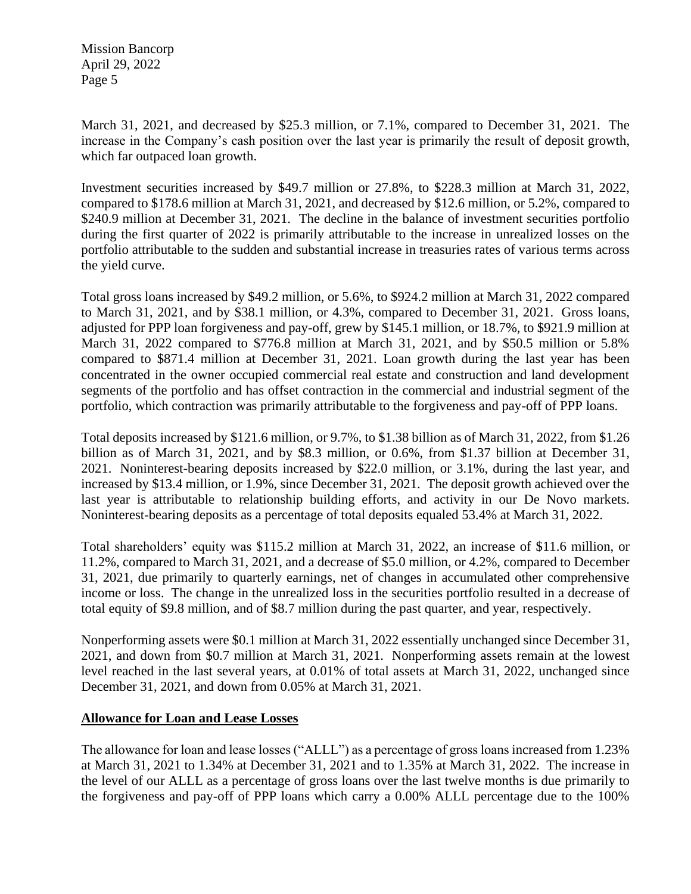March 31, 2021, and decreased by $25.3 million, or 7.1%, compared to December 31, 2021. The increase in the Company's cash position over the last year is primarily the result of deposit growth, which far outpaced loan growth.

Investment securities increased by $49.7 million or 27.8%, to $228.3 million at March 31, 2022, compared to $178.6 million at March 31, 2021, and decreased by $12.6 million, or 5.2%, compared to $240.9 million at December 31, 2021. The decline in the balance of investment securities portfolio during the first quarter of 2022 is primarily attributable to the increase in unrealized losses on the portfolio attributable to the sudden and substantial increase in treasuries rates of various terms across the yield curve.

Total gross loans increased by $49.2 million, or 5.6%, to $924.2 million at March 31, 2022 compared to March 31, 2021, and by $38.1 million, or 4.3%, compared to December 31, 2021. Gross loans, adjusted for PPP loan forgiveness and pay-off, grew by $145.1 million, or 18.7%, to $921.9 million at March 31, 2022 compared to $776.8 million at March 31, 2021, and by $50.5 million or 5.8% compared to $871.4 million at December 31, 2021. Loan growth during the last year has been concentrated in the owner occupied commercial real estate and construction and land development segments of the portfolio and has offset contraction in the commercial and industrial segment of the portfolio, which contraction was primarily attributable to the forgiveness and pay-off of PPP loans.

Total deposits increased by $121.6 million, or 9.7%, to $1.38 billion as of March 31, 2022, from $1.26 billion as of March 31, 2021, and by $8.3 million, or 0.6%, from $1.37 billion at December 31, 2021. Noninterest-bearing deposits increased by $22.0 million, or 3.1%, during the last year, and increased by $13.4 million, or 1.9%, since December 31, 2021. The deposit growth achieved over the last year is attributable to relationship building efforts, and activity in our De Novo markets. Noninterest-bearing deposits as a percentage of total deposits equaled 53.4% at March 31, 2022.

Total shareholders' equity was $115.2 million at March 31, 2022, an increase of $11.6 million, or 11.2%, compared to March 31, 2021, and a decrease of $5.0 million, or 4.2%, compared to December 31, 2021, due primarily to quarterly earnings, net of changes in accumulated other comprehensive income or loss. The change in the unrealized loss in the securities portfolio resulted in a decrease of total equity of $9.8 million, and of $8.7 million during the past quarter, and year, respectively.

Nonperforming assets were $0.1 million at March 31, 2022 essentially unchanged since December 31, 2021, and down from $0.7 million at March 31, 2021. Nonperforming assets remain at the lowest level reached in the last several years, at 0.01% of total assets at March 31, 2022, unchanged since December 31, 2021, and down from 0.05% at March 31, 2021.

**Allowance for Loan and Lease Losses**

The allowance for loan and lease losses ("ALLL") as a percentage of gross loans increased from 1.23% at March 31, 2021 to 1.34% at December 31, 2021 and to 1.35% at March 31, 2022. The increase in the level of our ALLL as a percentage of gross loans over the last twelve months is due primarily to the forgiveness and pay-off of PPP loans which carry a 0.00% ALLL percentage due to the 100%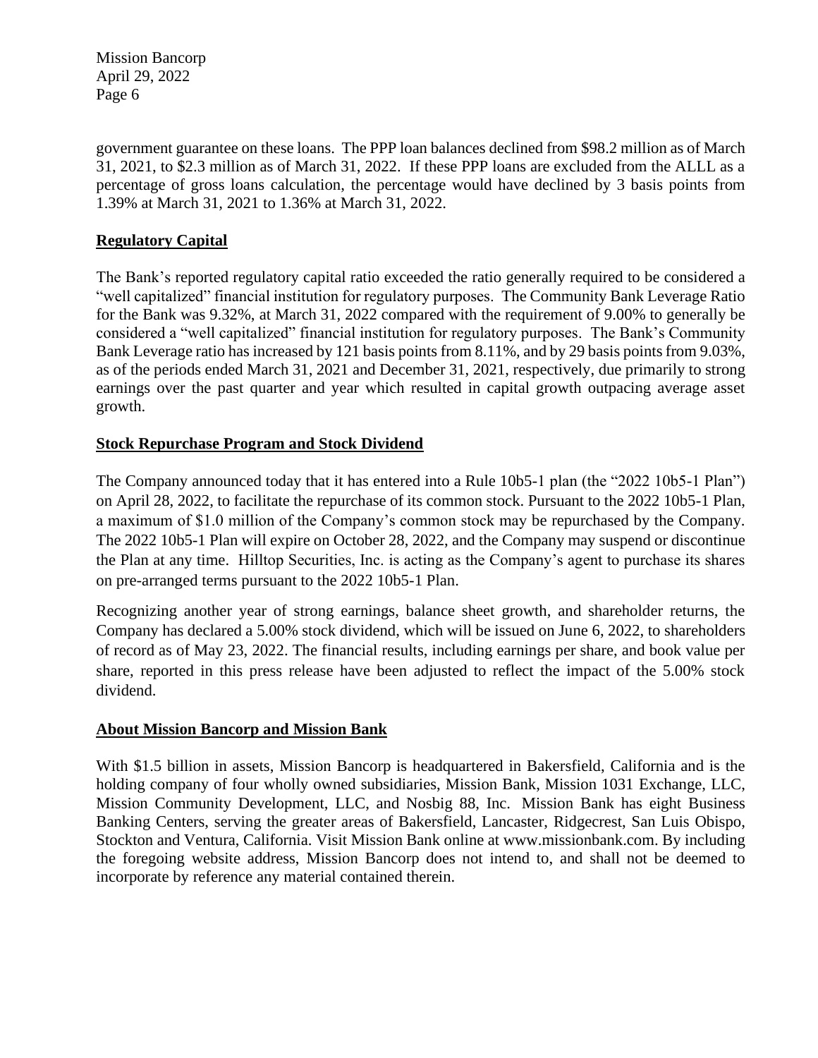government guarantee on these loans. The PPP loan balances declined from $98.2 million as of March 31, 2021, to $2.3 million as of March 31, 2022. If these PPP loans are excluded from the ALLL as a percentage of gross loans calculation, the percentage would have declined by 3 basis points from 1.39% at March 31, 2021 to 1.36% at March 31, 2022.

## Regulatory Capital

The Bank's reported regulatory capital ratio exceeded the ratio generally required to be considered a "well capitalized" financial institution for regulatory purposes. The Community Bank Leverage Ratio for the Bank was 9.32%, at March 31, 2022 compared with the requirement of 9.00% to generally be considered a "well capitalized" financial institution for regulatory purposes. The Bank's Community Bank Leverage ratio has increased by 121 basis points from 8.11%, and by 29 basis points from 9.03%, as of the periods ended March 31, 2021 and December 31, 2021, respectively, due primarily to strong earnings over the past quarter and year which resulted in capital growth outpacing average asset growth.

## Stock Repurchase Program and Stock Dividend

The Company announced today that it has entered into a Rule 10b5-1 plan (the "2022 10b5-1 Plan") on April 28, 2022, to facilitate the repurchase of its common stock. Pursuant to the 2022 10b5-1 Plan, a maximum of $1.0 million of the Company's common stock may be repurchased by the Company. The 2022 10b5-1 Plan will expire on October 28, 2022, and the Company may suspend or discontinue the Plan at any time. Hilltop Securities, Inc. is acting as the Company's agent to purchase its shares on pre-arranged terms pursuant to the 2022 10b5-1 Plan.

Recognizing another year of strong earnings, balance sheet growth, and shareholder returns, the Company has declared a 5.00% stock dividend, which will be issued on June 6, 2022, to shareholders of record as of May 23, 2022. The financial results, including earnings per share, and book value per share, reported in this press release have been adjusted to reflect the impact of the 5.00% stock dividend.

## About Mission Bancorp and Mission Bank

With $1.5 billion in assets, Mission Bancorp is headquartered in Bakersfield, California and is the holding company of four wholly owned subsidiaries, Mission Bank, Mission 1031 Exchange, LLC, Mission Community Development, LLC, and Nosbig 88, Inc. Mission Bank has eight Business Banking Centers, serving the greater areas of Bakersfield, Lancaster, Ridgecrest, San Luis Obispo, Stockton and Ventura, California. Visit Mission Bank online at www.missionbank.com. By including the foregoing website address, Mission Bancorp does not intend to, and shall not be deemed to incorporate by reference any material contained therein.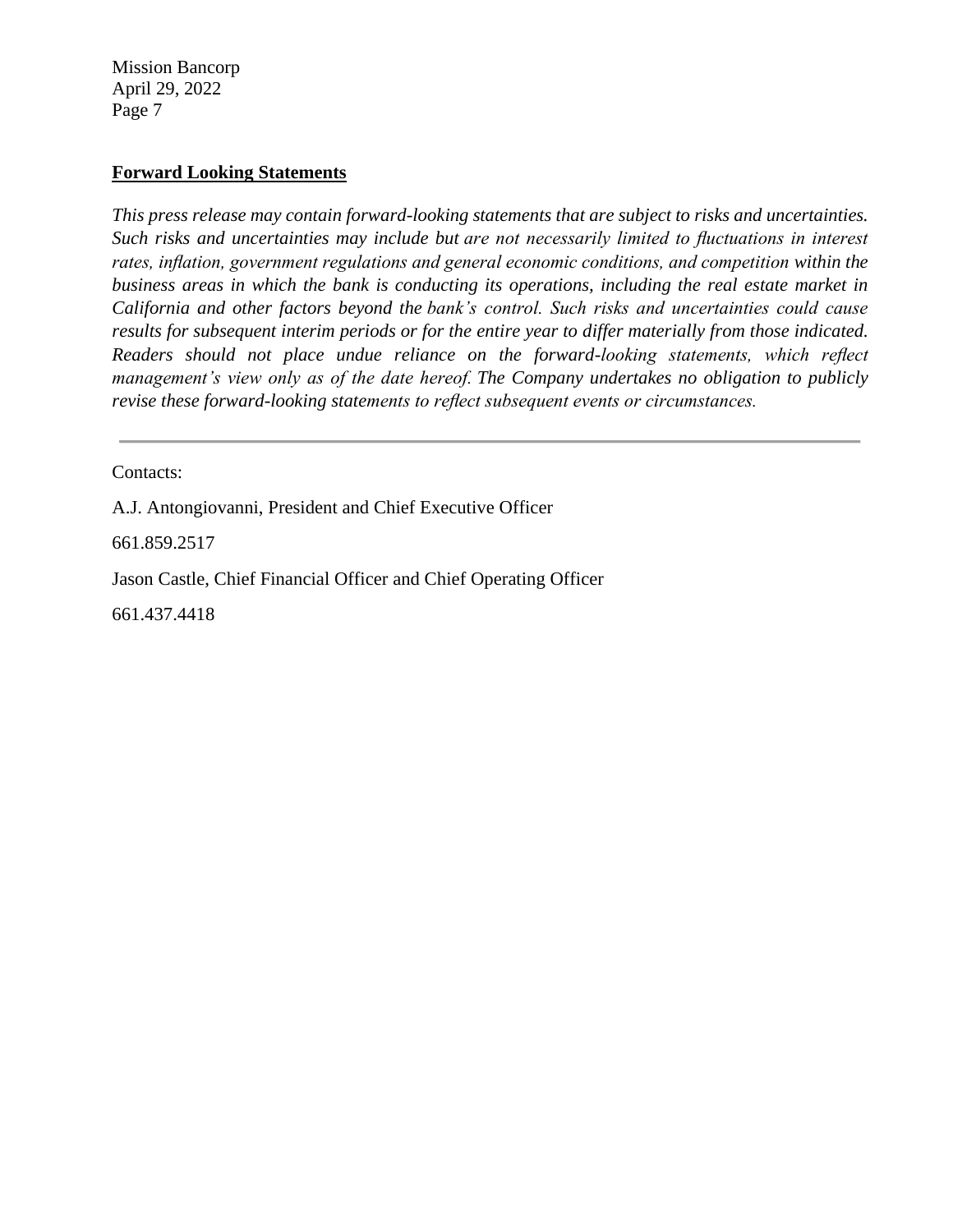## Forward Looking Statements

*This press release may contain forward-looking statements that are subject to risks and uncertainties. Such risks and uncertainties may include but are not necessarily limited to fluctuations in interest rates, inflation, government regulations and general economic conditions, and competition within the business areas in which the bank is conducting its operations, including the real estate market in California and other factors beyond the bank's control. Such risks and uncertainties could cause results for subsequent interim periods or for the entire year to differ materially from those indicated. Readers should not place undue reliance on the forward-looking statements, which reflect management's view only as of the date hereof. The Company undertakes no obligation to publicly revise these forward-looking statements to reflect subsequent events or circumstances.*

---

Contacts:

A.J. Antongiovanni, President and Chief Executive Officer

661.859.2517

Jason Castle, Chief Financial Officer and Chief Operating Officer

661.437.4418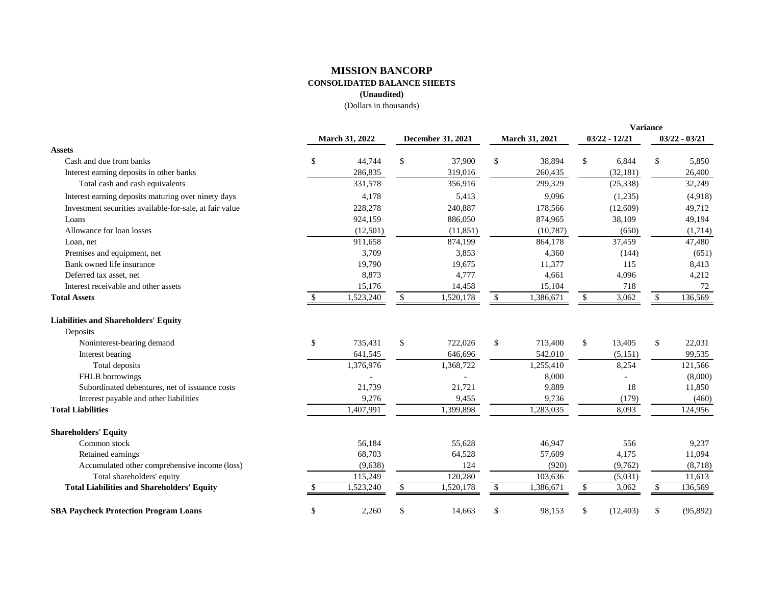# MISSION BANCORP

**CONSOLIDATED BALANCE SHEETS**

**(Unaudited)**

(Dollars in thousands)

| | March 31, 2022 | December 31, 2021 | March 31, 2021 | Variance 03/22 - 12/21 | Variance 03/22 - 03/21 |
|---|---|---|---|---|---|
| **Assets** | | | | | |
| Cash and due from banks | $ 44,744 | $ 37,900 | $ 38,894 | $ 6,844 | $ 5,850 |
| Interest earning deposits in other banks | 286,835 | 319,016 | 260,435 | (32,181) | 26,400 |
| Total cash and cash equivalents | 331,578 | 356,916 | 299,329 | (25,338) | 32,249 |
| Interest earning deposits maturing over ninety days | 4,178 | 5,413 | 9,096 | (1,235) | (4,918) |
| Investment securities available-for-sale, at fair value | 228,278 | 240,887 | 178,566 | (12,609) | 49,712 |
| Loans | 924,159 | 886,050 | 874,965 | 38,109 | 49,194 |
| Allowance for loan losses | (12,501) | (11,851) | (10,787) | (650) | (1,714) |
| Loan, net | 911,658 | 874,199 | 864,178 | 37,459 | 47,480 |
| Premises and equipment, net | 3,709 | 3,853 | 4,360 | (144) | (651) |
| Bank owned life insurance | 19,790 | 19,675 | 11,377 | 115 | 8,413 |
| Deferred tax asset, net | 8,873 | 4,777 | 4,661 | 4,096 | 4,212 |
| Interest receivable and other assets | 15,176 | 14,458 | 15,104 | 718 | 72 |
| **Total Assets** | $ 1,523,240 | $ 1,520,178 | $ 1,386,671 | $ 3,062 | $ 136,569 |
| **Liabilities and Shareholders' Equity** | | | | | |
| Deposits | | | | | |
| Noninterest-bearing demand | $ 735,431 | $ 722,026 | $ 713,400 | $ 13,405 | $ 22,031 |
| Interest bearing | 641,545 | 646,696 | 542,010 | (5,151) | 99,535 |
| Total deposits | 1,376,976 | 1,368,722 | 1,255,410 | 8,254 | 121,566 |
| FHLB borrowings | - | - | 8,000 | - | (8,000) |
| Subordinated debentures, net of issuance costs | 21,739 | 21,721 | 9,889 | 18 | 11,850 |
| Interest payable and other liabilities | 9,276 | 9,455 | 9,736 | (179) | (460) |
| **Total Liabilities** | 1,407,991 | 1,399,898 | 1,283,035 | 8,093 | 124,956 |
| **Shareholders' Equity** | | | | | |
| Common stock | 56,184 | 55,628 | 46,947 | 556 | 9,237 |
| Retained earnings | 68,703 | 64,528 | 57,609 | 4,175 | 11,094 |
| Accumulated other comprehensive income (loss) | (9,638) | 124 | (920) | (9,762) | (8,718) |
| Total shareholders' equity | 115,249 | 120,280 | 103,636 | (5,031) | 11,613 |
| **Total Liabilities and Shareholders' Equity** | $ 1,523,240 | $ 1,520,178 | $ 1,386,671 | $ 3,062 | $ 136,569 |
| **SBA Paycheck Protection Program Loans** | $ 2,260 | $ 14,663 | $ 98,153 | $ (12,403) | $ (95,892) |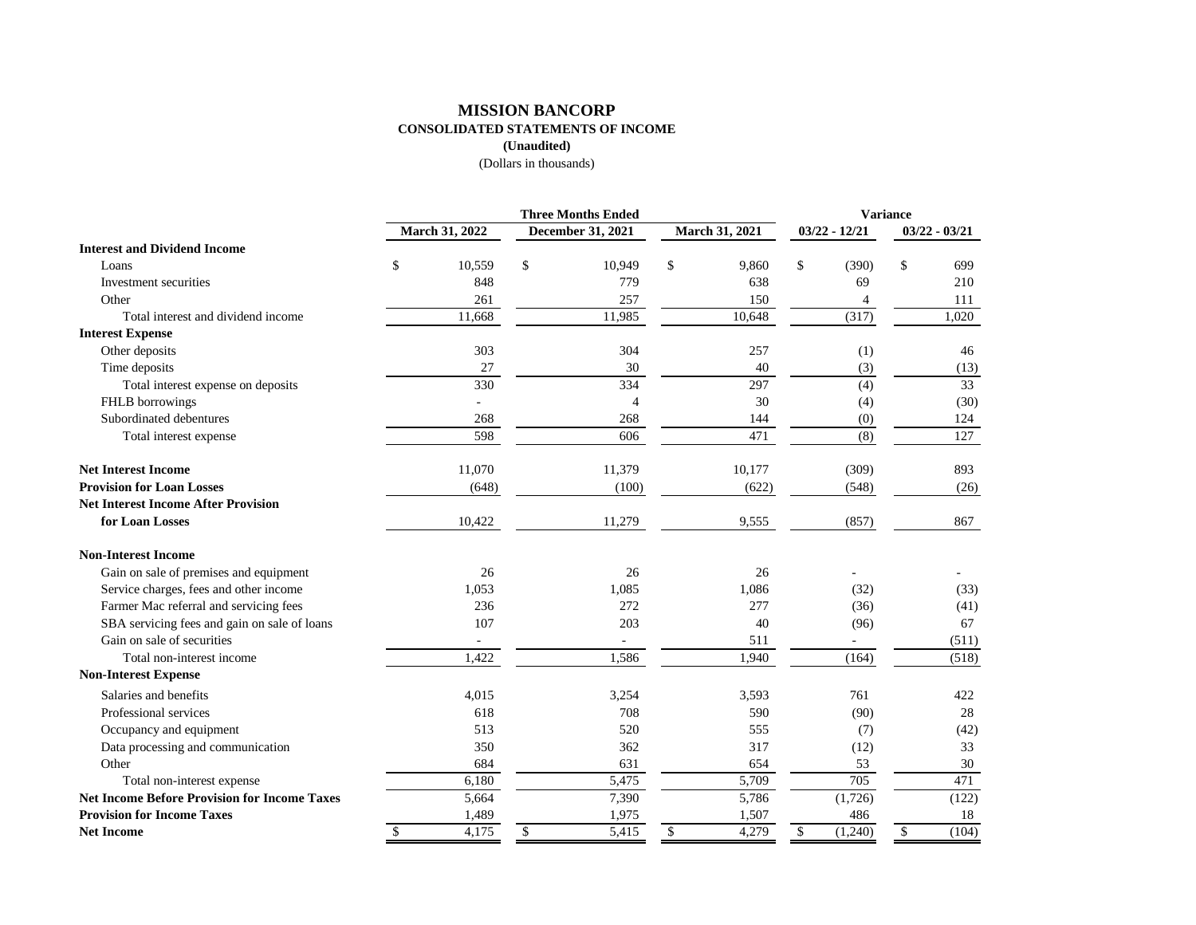# MISSION BANCORP

## CONSOLIDATED STATEMENTS OF INCOME

**(Unaudited)**

(Dollars in thousands)

| | Three Months Ended | | | Variance | |
|---|---|---|---|---|---|
| | March 31, 2022 | December 31, 2021 | March 31, 2021 | 03/22 - 12/21 | 03/22 - 03/21 |
| **Interest and Dividend Income** | | | | | |
| Loans | $ 10,559 | $ 10,949 | $ 9,860 | $ (390) | $ 699 |
| Investment securities | 848 | 779 | 638 | 69 | 210 |
| Other | 261 | 257 | 150 | 4 | 111 |
| Total interest and dividend income | 11,668 | 11,985 | 10,648 | (317) | 1,020 |
| **Interest Expense** | | | | | |
| Other deposits | 303 | 304 | 257 | (1) | 46 |
| Time deposits | 27 | 30 | 40 | (3) | (13) |
| Total interest expense on deposits | 330 | 334 | 297 | (4) | 33 |
| FHLB borrowings | - | 4 | 30 | (4) | (30) |
| Subordinated debentures | 268 | 268 | 144 | (0) | 124 |
| Total interest expense | 598 | 606 | 471 | (8) | 127 |
| **Net Interest Income** | 11,070 | 11,379 | 10,177 | (309) | 893 |
| **Provision for Loan Losses** | (648) | (100) | (622) | (548) | (26) |
| **Net Interest Income After Provision for Loan Losses** | 10,422 | 11,279 | 9,555 | (857) | 867 |
| **Non-Interest Income** | | | | | |
| Gain on sale of premises and equipment | 26 | 26 | 26 | - | - |
| Service charges, fees and other income | 1,053 | 1,085 | 1,086 | (32) | (33) |
| Farmer Mac referral and servicing fees | 236 | 272 | 277 | (36) | (41) |
| SBA servicing fees and gain on sale of loans | 107 | 203 | 40 | (96) | 67 |
| Gain on sale of securities | - | - | 511 | - | (511) |
| Total non-interest income | 1,422 | 1,586 | 1,940 | (164) | (518) |
| **Non-Interest Expense** | | | | | |
| Salaries and benefits | 4,015 | 3,254 | 3,593 | 761 | 422 |
| Professional services | 618 | 708 | 590 | (90) | 28 |
| Occupancy and equipment | 513 | 520 | 555 | (7) | (42) |
| Data processing and communication | 350 | 362 | 317 | (12) | 33 |
| Other | 684 | 631 | 654 | 53 | 30 |
| Total non-interest expense | 6,180 | 5,475 | 5,709 | 705 | 471 |
| **Net Income Before Provision for Income Taxes** | 5,664 | 7,390 | 5,786 | (1,726) | (122) |
| **Provision for Income Taxes** | 1,489 | 1,975 | 1,507 | 486 | 18 |
| **Net Income** | $ 4,175 | $ 5,415 | $ 4,279 | $ (1,240) | $ (104) |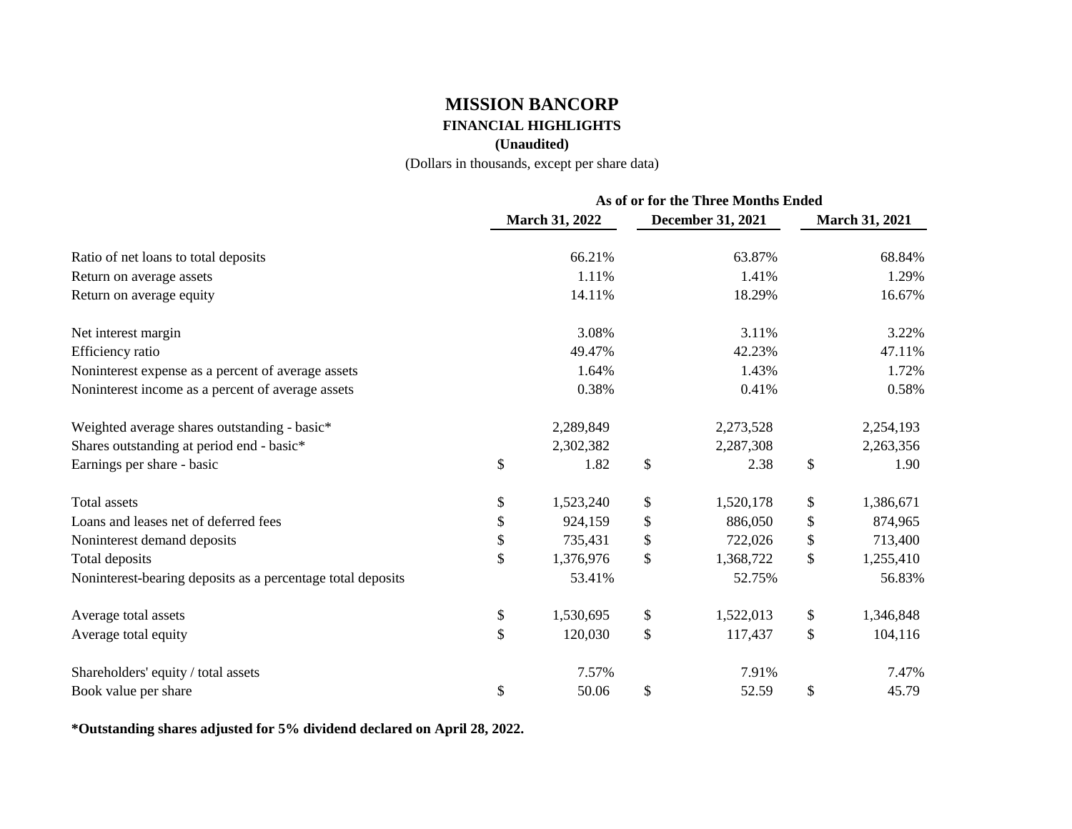# MISSION BANCORP

## FINANCIAL HIGHLIGHTS

**(Unaudited)**

(Dollars in thousands, except per share data)

| | As of or for the Three Months Ended | | |
|---|---|---|---|
| | **March 31, 2022** | **December 31, 2021** | **March 31, 2021** |
| Ratio of net loans to total deposits | 66.21% | 63.87% | 68.84% |
| Return on average assets | 1.11% | 1.41% | 1.29% |
| Return on average equity | 14.11% | 18.29% | 16.67% |
| | | | |
| Net interest margin | 3.08% | 3.11% | 3.22% |
| Efficiency ratio | 49.47% | 42.23% | 47.11% |
| Noninterest expense as a percent of average assets | 1.64% | 1.43% | 1.72% |
| Noninterest income as a percent of average assets | 0.38% | 0.41% | 0.58% |
| | | | |
| Weighted average shares outstanding - basic* | 2,289,849 | 2,273,528 | 2,254,193 |
| Shares outstanding at period end - basic* | 2,302,382 | 2,287,308 | 2,263,356 |
| Earnings per share - basic | $ 1.82 | $ 2.38 | $ 1.90 |
| | | | |
| Total assets | $ 1,523,240 | $ 1,520,178 | $ 1,386,671 |
| Loans and leases net of deferred fees | $ 924,159 | $ 886,050 | $ 874,965 |
| Noninterest demand deposits | $ 735,431 | $ 722,026 | $ 713,400 |
| Total deposits | $ 1,376,976 | $ 1,368,722 | $ 1,255,410 |
| Noninterest-bearing deposits as a percentage total deposits | 53.41% | 52.75% | 56.83% |
| | | | |
| Average total assets | $ 1,530,695 | $ 1,522,013 | $ 1,346,848 |
| Average total equity | $ 120,030 | $ 117,437 | $ 104,116 |
| | | | |
| Shareholders' equity / total assets | 7.57% | 7.91% | 7.47% |
| Book value per share | $ 50.06 | $ 52.59 | $ 45.79 |

**\*Outstanding shares adjusted for 5% dividend declared on April 28, 2022.**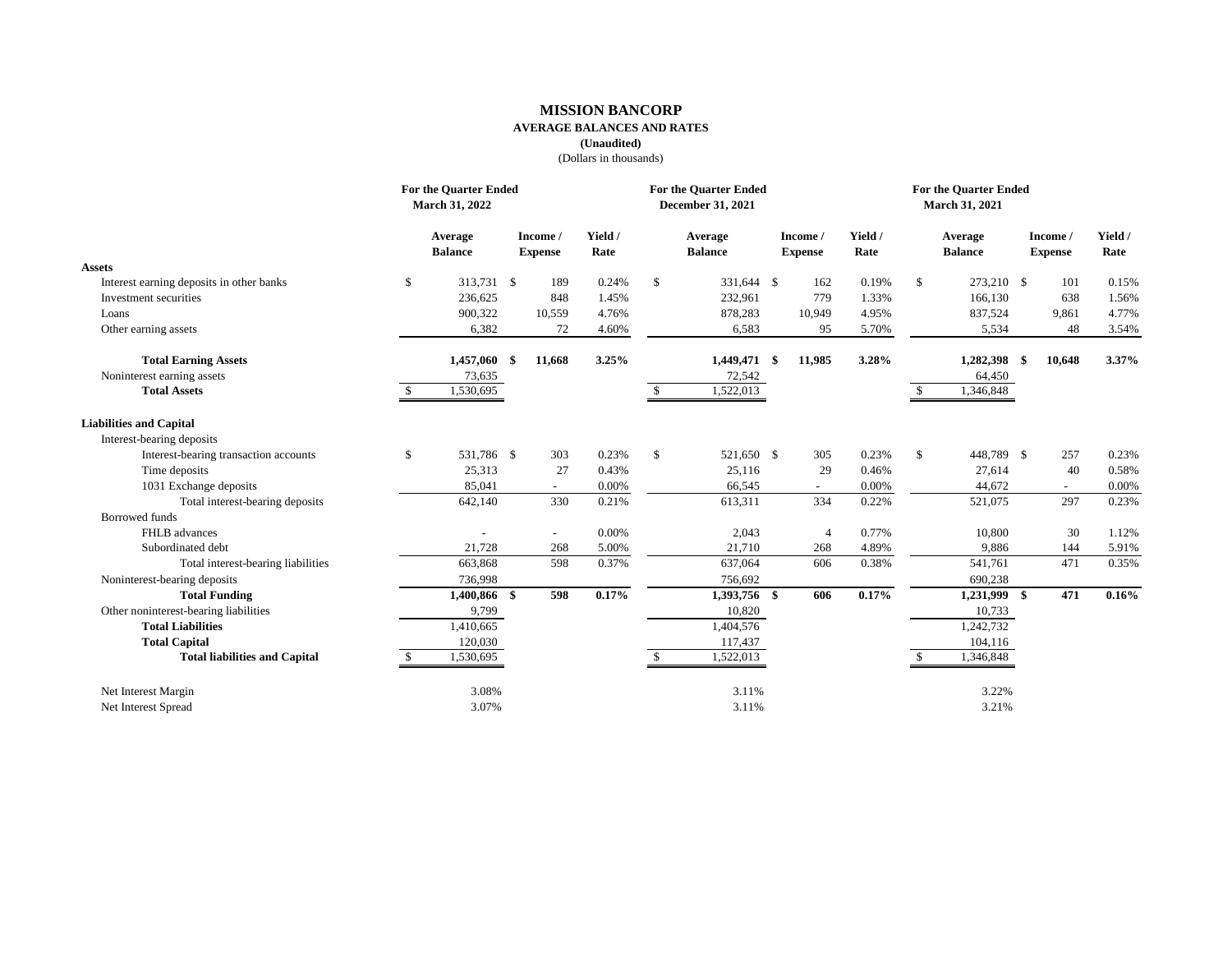# MISSION BANCORP

**AVERAGE BALANCES AND RATES**

**(Unaudited)**

(Dollars in thousands)

| | For the Quarter Ended March 31, 2022 | | | For the Quarter Ended December 31, 2021 | | | For the Quarter Ended March 31, 2021 | | |
|---|---|---|---|---|---|---|---|---|---|
| | Average Balance | Income / Expense | Yield / Rate | Average Balance | Income / Expense | Yield / Rate | Average Balance | Income / Expense | Yield / Rate |
| **Assets** | | | | | | | | | |
| Interest earning deposits in other banks | $ 313,731 | $ 189 | 0.24% | $ 331,644 | $ 162 | 0.19% | $ 273,210 | $ 101 | 0.15% |
| Investment securities | 236,625 | 848 | 1.45% | 232,961 | 779 | 1.33% | 166,130 | 638 | 1.56% |
| Loans | 900,322 | 10,559 | 4.76% | 878,283 | 10,949 | 4.95% | 837,524 | 9,861 | 4.77% |
| Other earning assets | 6,382 | 72 | 4.60% | 6,583 | 95 | 5.70% | 5,534 | 48 | 3.54% |
| **Total Earning Assets** | **1,457,060** | **$ 11,668** | **3.25%** | **1,449,471** | **$ 11,985** | **3.28%** | **1,282,398** | **$ 10,648** | **3.37%** |
| Noninterest earning assets | 73,635 | | | 72,542 | | | 64,450 | | |
| **Total Assets** | $ 1,530,695 | | | $ 1,522,013 | | | $ 1,346,848 | | |
| **Liabilities and Capital** | | | | | | | | | |
| Interest-bearing deposits | | | | | | | | | |
| Interest-bearing transaction accounts | $ 531,786 | $ 303 | 0.23% | $ 521,650 | $ 305 | 0.23% | $ 448,789 | $ 257 | 0.23% |
| Time deposits | 25,313 | 27 | 0.43% | 25,116 | 29 | 0.46% | 27,614 | 40 | 0.58% |
| 1031 Exchange deposits | 85,041 | - | 0.00% | 66,545 | - | 0.00% | 44,672 | - | 0.00% |
| Total interest-bearing deposits | 642,140 | 330 | 0.21% | 613,311 | 334 | 0.22% | 521,075 | 297 | 0.23% |
| Borrowed funds | | | | | | | | | |
| FHLB advances | - | - | 0.00% | 2,043 | 4 | 0.77% | 10,800 | 30 | 1.12% |
| Subordinated debt | 21,728 | 268 | 5.00% | 21,710 | 268 | 4.89% | 9,886 | 144 | 5.91% |
| Total interest-bearing liabilities | 663,868 | 598 | 0.37% | 637,064 | 606 | 0.38% | 541,761 | 471 | 0.35% |
| Noninterest-bearing deposits | 736,998 | | | 756,692 | | | 690,238 | | |
| **Total Funding** | **1,400,866** | **$ 598** | **0.17%** | **1,393,756** | **$ 606** | **0.17%** | **1,231,999** | **$ 471** | **0.16%** |
| Other noninterest-bearing liabilities | 9,799 | | | 10,820 | | | 10,733 | | |
| **Total Liabilities** | 1,410,665 | | | 1,404,576 | | | 1,242,732 | | |
| **Total Capital** | 120,030 | | | 117,437 | | | 104,116 | | |
| **Total liabilities and Capital** | $ 1,530,695 | | | $ 1,522,013 | | | $ 1,346,848 | | |
| Net Interest Margin | 3.08% | | | 3.11% | | | 3.22% | | |
| Net Interest Spread | 3.07% | | | 3.11% | | | 3.21% | | |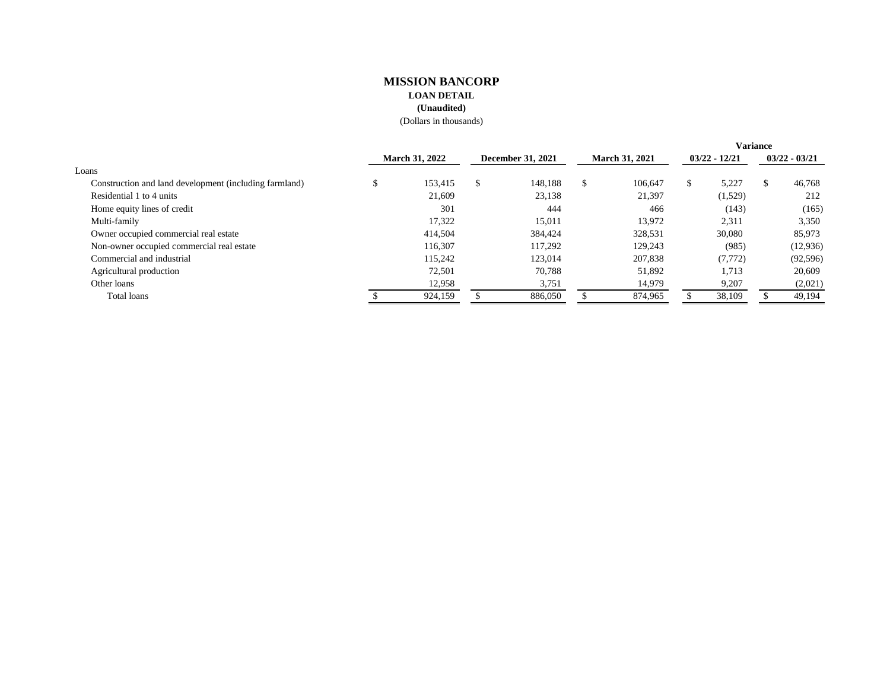# MISSION BANCORP

**LOAN DETAIL**

**(Unaudited)**

(Dollars in thousands)

| | March 31, 2022 | December 31, 2021 | March 31, 2021 | Variance 03/22 - 12/21 | Variance 03/22 - 03/21 |
|---|---|---|---|---|---|
| Loans | | | | | |
| Construction and land development (including farmland) | $ 153,415 | $ 148,188 | $ 106,647 | $ 5,227 | $ 46,768 |
| Residential 1 to 4 units | 21,609 | 23,138 | 21,397 | (1,529) | 212 |
| Home equity lines of credit | 301 | 444 | 466 | (143) | (165) |
| Multi-family | 17,322 | 15,011 | 13,972 | 2,311 | 3,350 |
| Owner occupied commercial real estate | 414,504 | 384,424 | 328,531 | 30,080 | 85,973 |
| Non-owner occupied commercial real estate | 116,307 | 117,292 | 129,243 | (985) | (12,936) |
| Commercial and industrial | 115,242 | 123,014 | 207,838 | (7,772) | (92,596) |
| Agricultural production | 72,501 | 70,788 | 51,892 | 1,713 | 20,609 |
| Other loans | 12,958 | 3,751 | 14,979 | 9,207 | (2,021) |
| Total loans | $ 924,159 | $ 886,050 | $ 874,965 | $ 38,109 | $ 49,194 |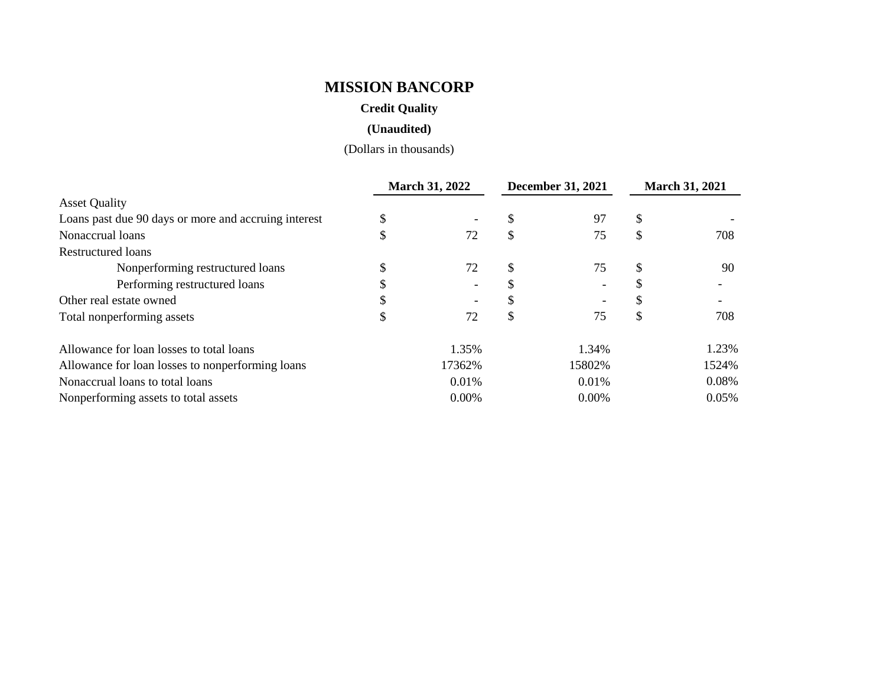# MISSION BANCORP

**Credit Quality**

**(Unaudited)**

(Dollars in thousands)

| | March 31, 2022 | December 31, 2021 | March 31, 2021 |
|---|---|---|---|
| Asset Quality | | | |
| Loans past due 90 days or more and accruing interest | $ - | $ 97 | $ - |
| Nonaccrual loans | $ 72 | $ 75 | $ 708 |
| Restructured loans | | | |
| Nonperforming restructured loans | $ 72 | $ 75 | $ 90 |
| Performing restructured loans | $ - | $ - | $ - |
| Other real estate owned | $ - | $ - | $ - |
| Total nonperforming assets | $ 72 | $ 75 | $ 708 |
| | | | |
| Allowance for loan losses to total loans | 1.35% | 1.34% | 1.23% |
| Allowance for loan losses to nonperforming loans | 17362% | 15802% | 1524% |
| Nonaccrual loans to total loans | 0.01% | 0.01% | 0.08% |
| Nonperforming assets to total assets | 0.00% | 0.00% | 0.05% |